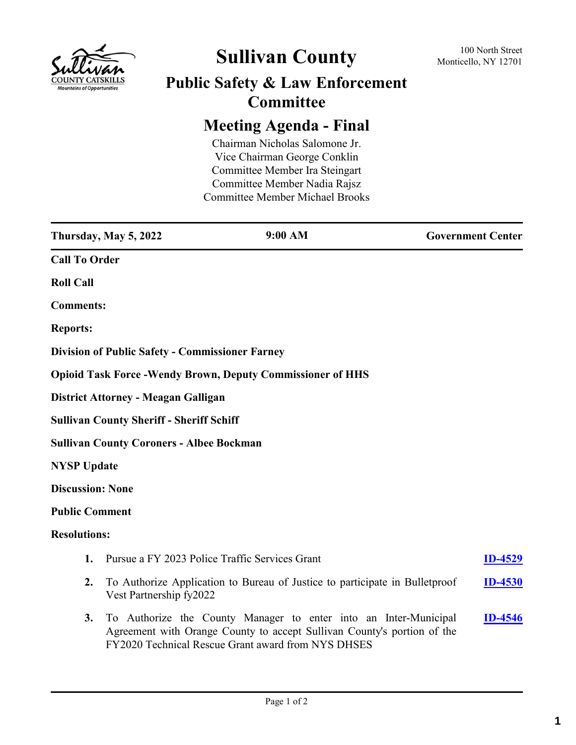# Sullivan County

100 North Street
Monticello, NY 12701

## Public Safety & Law Enforcement Committee

## Meeting Agenda - Final

Chairman Nicholas Salomone Jr.
Vice Chairman George Conklin
Committee Member Ira Steingart
Committee Member Nadia Rajsz
Committee Member Michael Brooks

**Thursday, May 5, 2022** | **9:00 AM** | **Government Center**

**Call To Order**

**Roll Call**

**Comments:**

**Reports:**

**Division of Public Safety - Commissioner Farney**

**Opioid Task Force -Wendy Brown, Deputy Commissioner of HHS**

**District Attorney - Meagan Galligan**

**Sullivan County Sheriff - Sheriff Schiff**

**Sullivan County Coroners - Albee Bockman**

**NYSP Update**

**Discussion: None**

**Public Comment**

**Resolutions:**

1. Pursue a FY 2023 Police Traffic Services Grant — **ID-4529**
2. To Authorize Application to Bureau of Justice to participate in Bulletproof Vest Partnership fy2022 — **ID-4530**
3. To Authorize the County Manager to enter into an Inter-Municipal Agreement with Orange County to accept Sullivan County's portion of the FY2020 Technical Rescue Grant award from NYS DHSES — **ID-4546**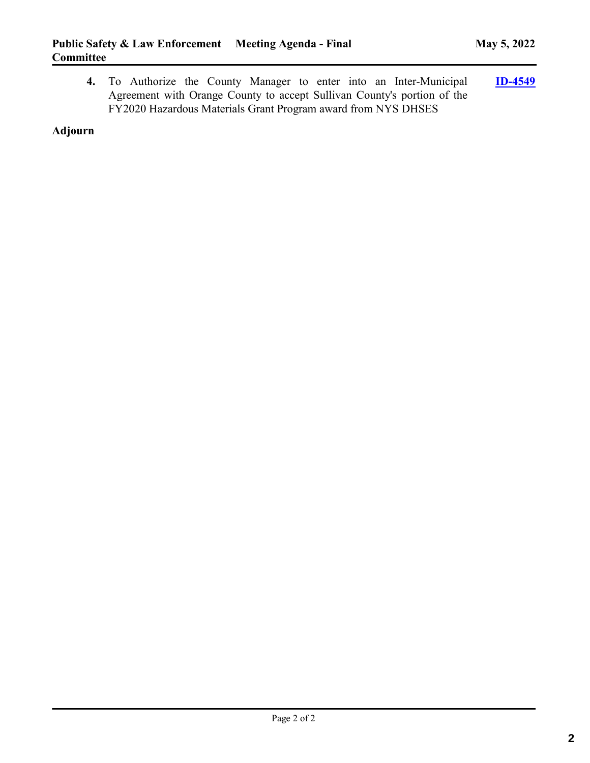4. To Authorize the County Manager to enter into an Inter-Municipal Agreement with Orange County to accept Sullivan County's portion of the FY2020 Hazardous Materials Grant Program award from NYS DHSES **ID-4549**

**Adjourn**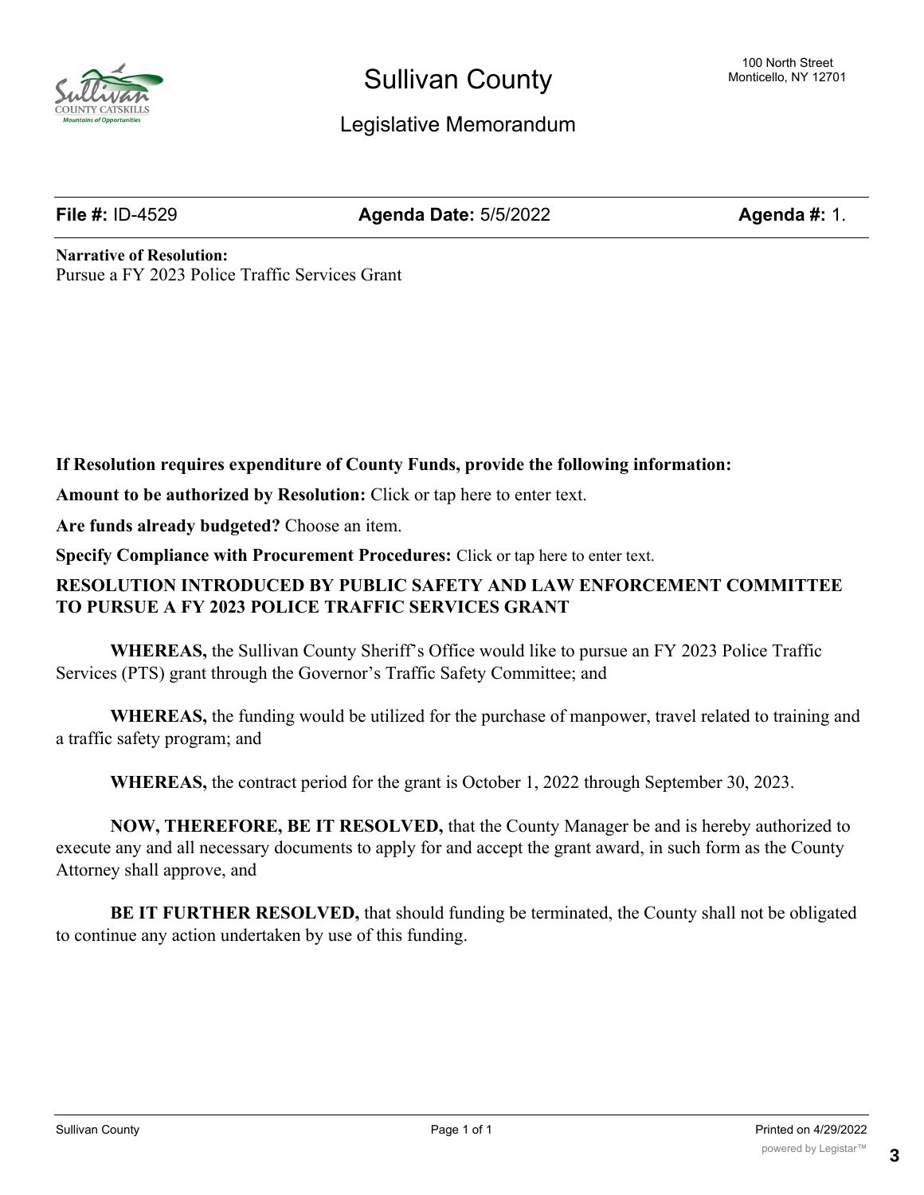# Sullivan County

100 North Street
Monticello, NY 12701

## Legislative Memorandum

**File #:** ID-4529 **Agenda Date:** 5/5/2022 **Agenda #:** 1.

**Narrative of Resolution:**
Pursue a FY 2023 Police Traffic Services Grant

**If Resolution requires expenditure of County Funds, provide the following information:**

**Amount to be authorized by Resolution:** Click or tap here to enter text.

**Are funds already budgeted?** Choose an item.

**Specify Compliance with Procurement Procedures:** Click or tap here to enter text.

**RESOLUTION INTRODUCED BY PUBLIC SAFETY AND LAW ENFORCEMENT COMMITTEE TO PURSUE A FY 2023 POLICE TRAFFIC SERVICES GRANT**

**WHEREAS,** the Sullivan County Sheriff's Office would like to pursue an FY 2023 Police Traffic Services (PTS) grant through the Governor's Traffic Safety Committee; and

**WHEREAS,** the funding would be utilized for the purchase of manpower, travel related to training and a traffic safety program; and

**WHEREAS,** the contract period for the grant is October 1, 2022 through September 30, 2023.

**NOW, THEREFORE, BE IT RESOLVED,** that the County Manager be and is hereby authorized to execute any and all necessary documents to apply for and accept the grant award, in such form as the County Attorney shall approve, and

**BE IT FURTHER RESOLVED,** that should funding be terminated, the County shall not be obligated to continue any action undertaken by use of this funding.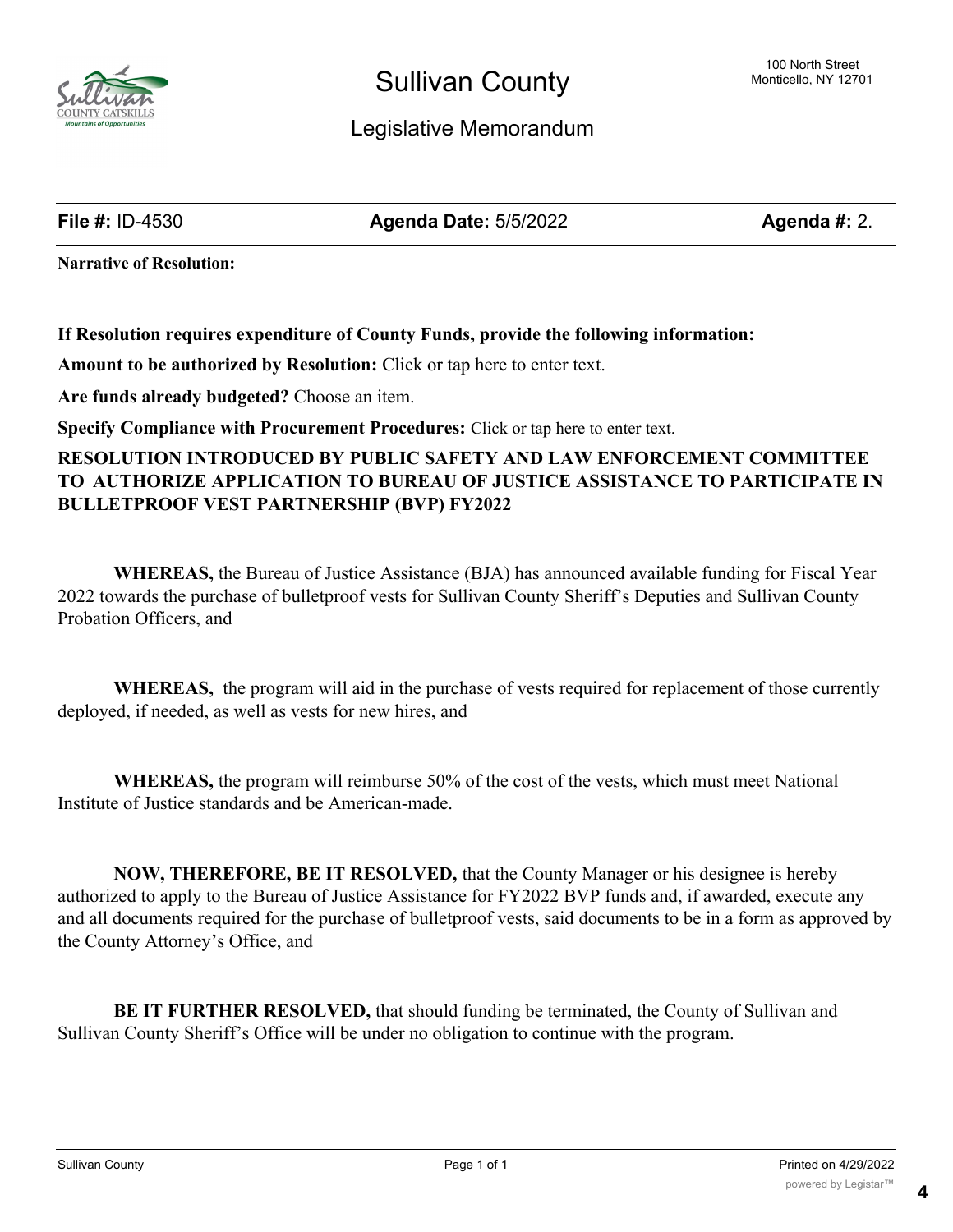# Sullivan County

100 North Street
Monticello, NY 12701

## Legislative Memorandum

**File #:** ID-4530 **Agenda Date:** 5/5/2022 **Agenda #:** 2.

**Narrative of Resolution:**

**If Resolution requires expenditure of County Funds, provide the following information:**

**Amount to be authorized by Resolution:** Click or tap here to enter text.

**Are funds already budgeted?** Choose an item.

**Specify Compliance with Procurement Procedures:** Click or tap here to enter text.

**RESOLUTION INTRODUCED BY PUBLIC SAFETY AND LAW ENFORCEMENT COMMITTEE TO AUTHORIZE APPLICATION TO BUREAU OF JUSTICE ASSISTANCE TO PARTICIPATE IN BULLETPROOF VEST PARTNERSHIP (BVP) FY2022**

**WHEREAS,** the Bureau of Justice Assistance (BJA) has announced available funding for Fiscal Year 2022 towards the purchase of bulletproof vests for Sullivan County Sheriff's Deputies and Sullivan County Probation Officers, and

**WHEREAS,** the program will aid in the purchase of vests required for replacement of those currently deployed, if needed, as well as vests for new hires, and

**WHEREAS,** the program will reimburse 50% of the cost of the vests, which must meet National Institute of Justice standards and be American-made.

**NOW, THEREFORE, BE IT RESOLVED,** that the County Manager or his designee is hereby authorized to apply to the Bureau of Justice Assistance for FY2022 BVP funds and, if awarded, execute any and all documents required for the purchase of bulletproof vests, said documents to be in a form as approved by the County Attorney's Office, and

**BE IT FURTHER RESOLVED,** that should funding be terminated, the County of Sullivan and Sullivan County Sheriff's Office will be under no obligation to continue with the program.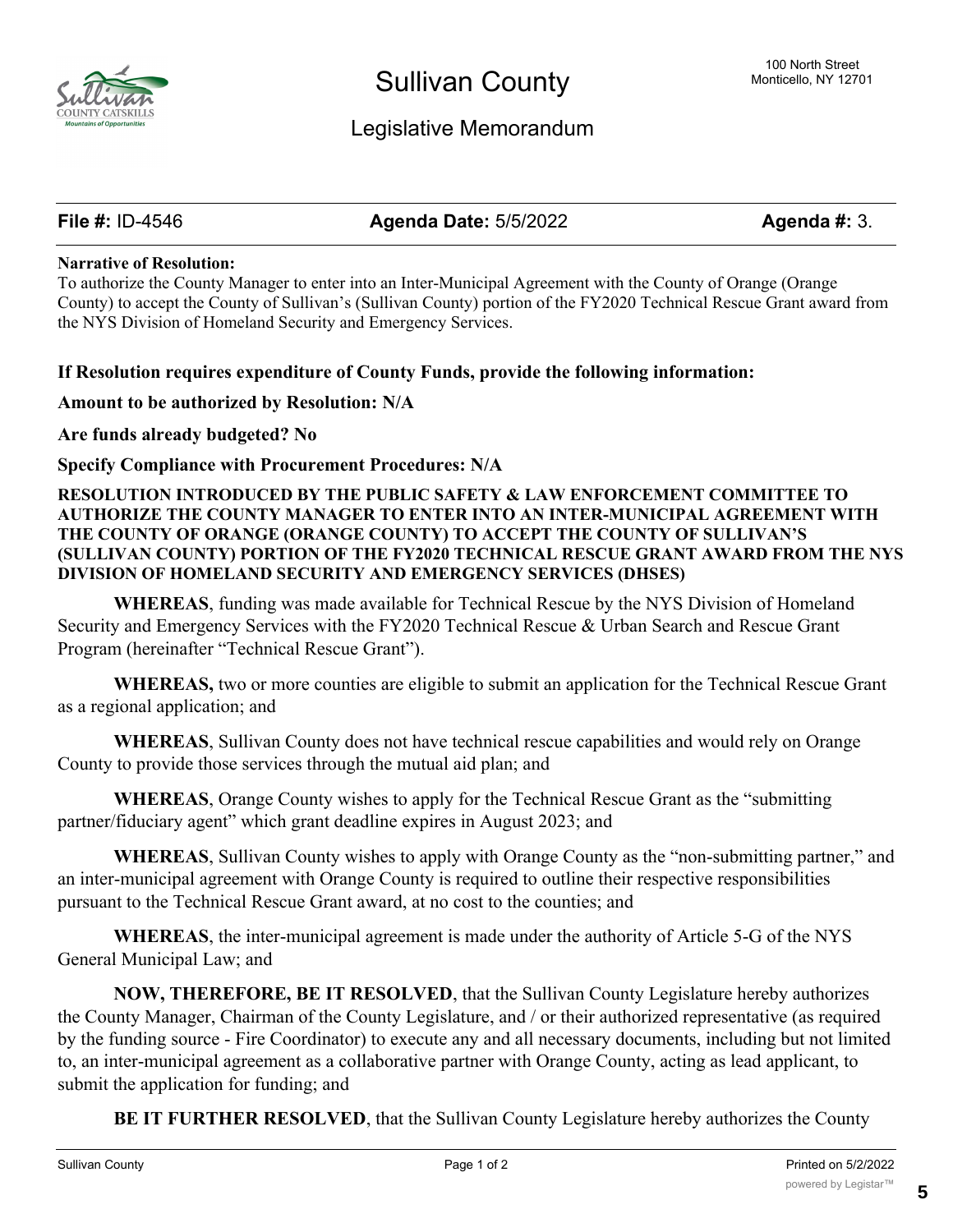# Sullivan County

100 North Street
Monticello, NY 12701

## Legislative Memorandum

**File #:** ID-4546 **Agenda Date:** 5/5/2022 **Agenda #:** 3.

**Narrative of Resolution:**
To authorize the County Manager to enter into an Inter-Municipal Agreement with the County of Orange (Orange County) to accept the County of Sullivan's (Sullivan County) portion of the FY2020 Technical Rescue Grant award from the NYS Division of Homeland Security and Emergency Services.

**If Resolution requires expenditure of County Funds, provide the following information:**

**Amount to be authorized by Resolution: N/A**

**Are funds already budgeted? No**

**Specify Compliance with Procurement Procedures: N/A**

**RESOLUTION INTRODUCED BY THE PUBLIC SAFETY & LAW ENFORCEMENT COMMITTEE TO AUTHORIZE THE COUNTY MANAGER TO ENTER INTO AN INTER-MUNICIPAL AGREEMENT WITH THE COUNTY OF ORANGE (ORANGE COUNTY) TO ACCEPT THE COUNTY OF SULLIVAN'S (SULLIVAN COUNTY) PORTION OF THE FY2020 TECHNICAL RESCUE GRANT AWARD FROM THE NYS DIVISION OF HOMELAND SECURITY AND EMERGENCY SERVICES (DHSES)**

**WHEREAS**, funding was made available for Technical Rescue by the NYS Division of Homeland Security and Emergency Services with the FY2020 Technical Rescue & Urban Search and Rescue Grant Program (hereinafter "Technical Rescue Grant").

**WHEREAS,** two or more counties are eligible to submit an application for the Technical Rescue Grant as a regional application; and

**WHEREAS**, Sullivan County does not have technical rescue capabilities and would rely on Orange County to provide those services through the mutual aid plan; and

**WHEREAS**, Orange County wishes to apply for the Technical Rescue Grant as the "submitting partner/fiduciary agent" which grant deadline expires in August 2023; and

**WHEREAS**, Sullivan County wishes to apply with Orange County as the "non-submitting partner," and an inter-municipal agreement with Orange County is required to outline their respective responsibilities pursuant to the Technical Rescue Grant award, at no cost to the counties; and

**WHEREAS**, the inter-municipal agreement is made under the authority of Article 5-G of the NYS General Municipal Law; and

**NOW, THEREFORE, BE IT RESOLVED**, that the Sullivan County Legislature hereby authorizes the County Manager, Chairman of the County Legislature, and / or their authorized representative (as required by the funding source - Fire Coordinator) to execute any and all necessary documents, including but not limited to, an inter-municipal agreement as a collaborative partner with Orange County, acting as lead applicant, to submit the application for funding; and

**BE IT FURTHER RESOLVED**, that the Sullivan County Legislature hereby authorizes the County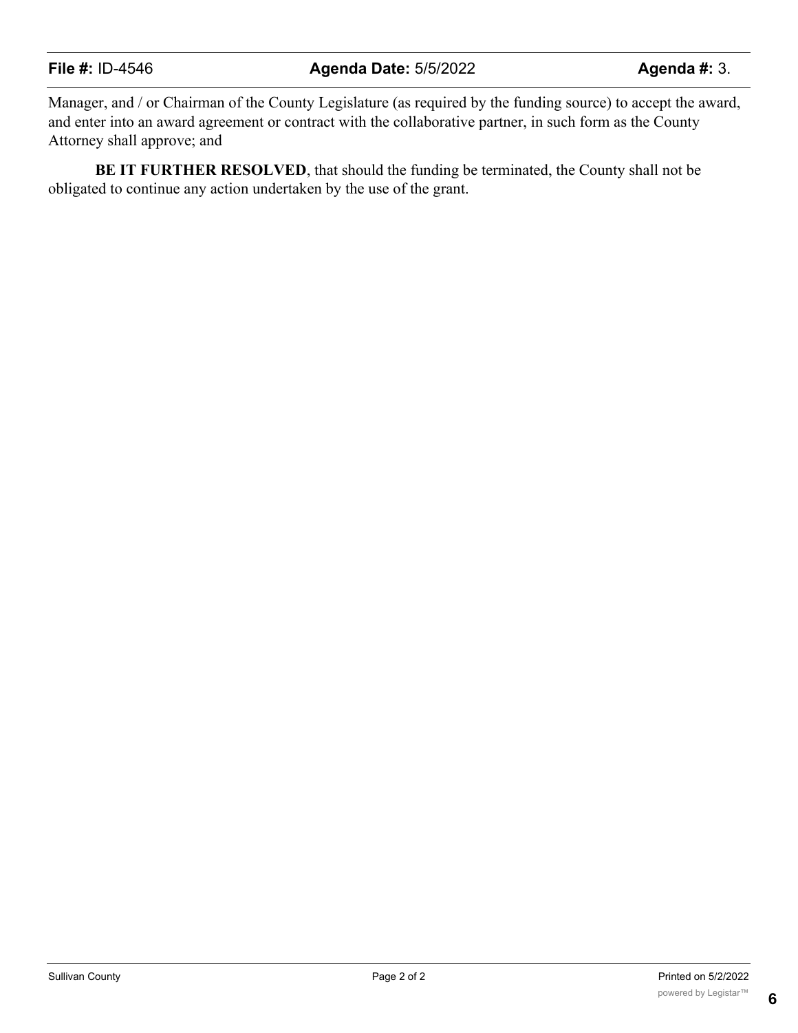Manager, and / or Chairman of the County Legislature (as required by the funding source) to accept the award, and enter into an award agreement or contract with the collaborative partner, in such form as the County Attorney shall approve; and

**BE IT FURTHER RESOLVED**, that should the funding be terminated, the County shall not be obligated to continue any action undertaken by the use of the grant.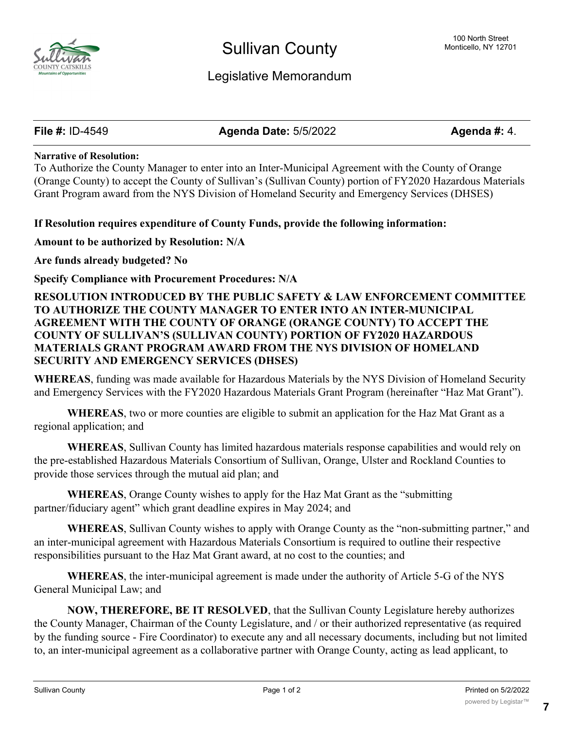# Sullivan County

## Legislative Memorandum

100 North Street
Monticello, NY 12701

**File #:** ID-4549 **Agenda Date:** 5/5/2022 **Agenda #:** 4.

**Narrative of Resolution:**
To Authorize the County Manager to enter into an Inter-Municipal Agreement with the County of Orange (Orange County) to accept the County of Sullivan's (Sullivan County) portion of FY2020 Hazardous Materials Grant Program award from the NYS Division of Homeland Security and Emergency Services (DHSES)

**If Resolution requires expenditure of County Funds, provide the following information:**

**Amount to be authorized by Resolution: N/A**

**Are funds already budgeted? No**

**Specify Compliance with Procurement Procedures: N/A**

**RESOLUTION INTRODUCED BY THE PUBLIC SAFETY & LAW ENFORCEMENT COMMITTEE TO AUTHORIZE THE COUNTY MANAGER TO ENTER INTO AN INTER-MUNICIPAL AGREEMENT WITH THE COUNTY OF ORANGE (ORANGE COUNTY) TO ACCEPT THE COUNTY OF SULLIVAN'S (SULLIVAN COUNTY) PORTION OF FY2020 HAZARDOUS MATERIALS GRANT PROGRAM AWARD FROM THE NYS DIVISION OF HOMELAND SECURITY AND EMERGENCY SERVICES (DHSES)**

**WHEREAS**, funding was made available for Hazardous Materials by the NYS Division of Homeland Security and Emergency Services with the FY2020 Hazardous Materials Grant Program (hereinafter "Haz Mat Grant").

**WHEREAS**, two or more counties are eligible to submit an application for the Haz Mat Grant as a regional application; and

**WHEREAS**, Sullivan County has limited hazardous materials response capabilities and would rely on the pre-established Hazardous Materials Consortium of Sullivan, Orange, Ulster and Rockland Counties to provide those services through the mutual aid plan; and

**WHEREAS**, Orange County wishes to apply for the Haz Mat Grant as the "submitting partner/fiduciary agent" which grant deadline expires in May 2024; and

**WHEREAS**, Sullivan County wishes to apply with Orange County as the "non-submitting partner," and an inter-municipal agreement with Hazardous Materials Consortium is required to outline their respective responsibilities pursuant to the Haz Mat Grant award, at no cost to the counties; and

**WHEREAS**, the inter-municipal agreement is made under the authority of Article 5-G of the NYS General Municipal Law; and

**NOW, THEREFORE, BE IT RESOLVED**, that the Sullivan County Legislature hereby authorizes the County Manager, Chairman of the County Legislature, and / or their authorized representative (as required by the funding source - Fire Coordinator) to execute any and all necessary documents, including but not limited to, an inter-municipal agreement as a collaborative partner with Orange County, acting as lead applicant, to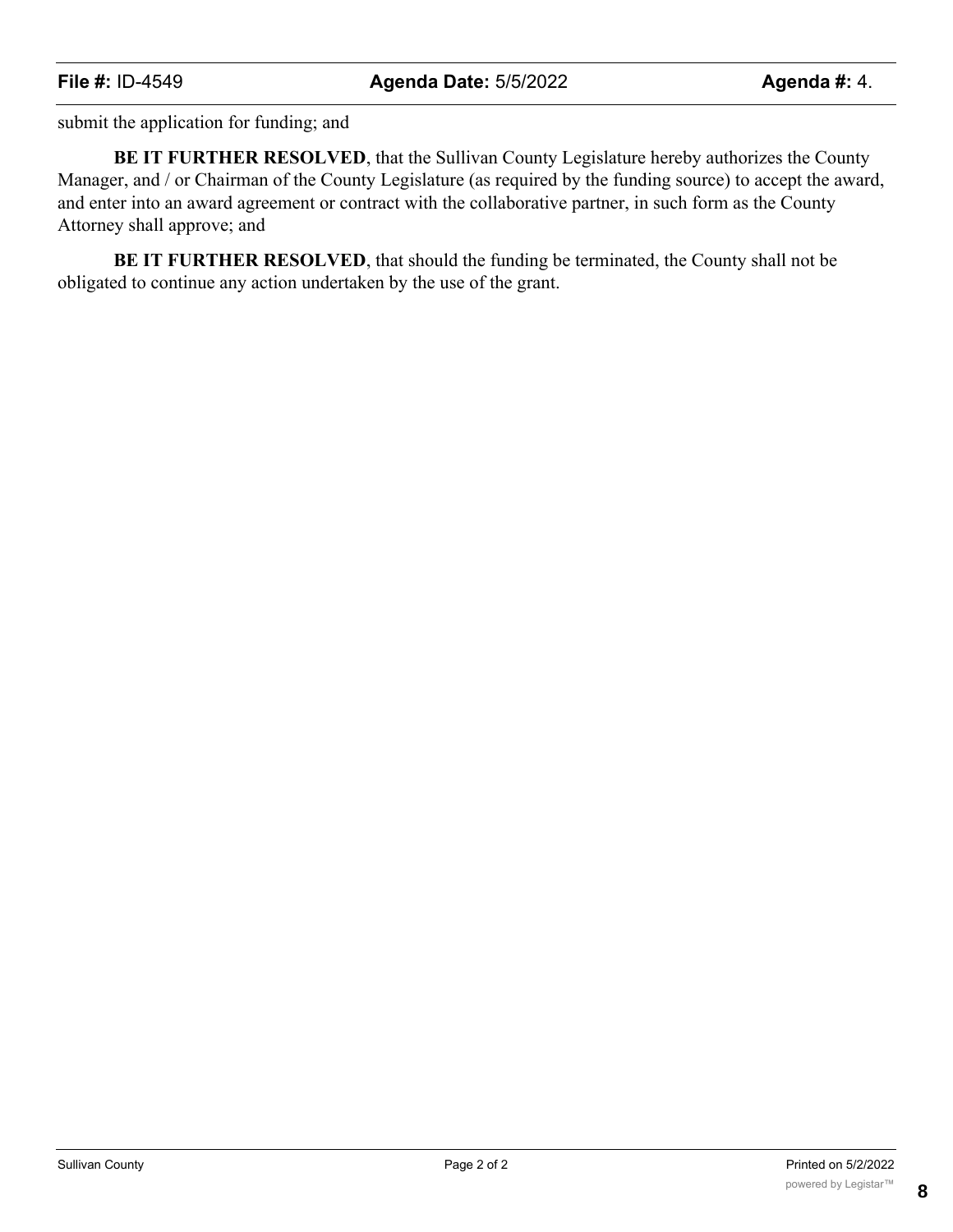submit the application for funding; and

**BE IT FURTHER RESOLVED**, that the Sullivan County Legislature hereby authorizes the County Manager, and / or Chairman of the County Legislature (as required by the funding source) to accept the award, and enter into an award agreement or contract with the collaborative partner, in such form as the County Attorney shall approve; and

**BE IT FURTHER RESOLVED**, that should the funding be terminated, the County shall not be obligated to continue any action undertaken by the use of the grant.